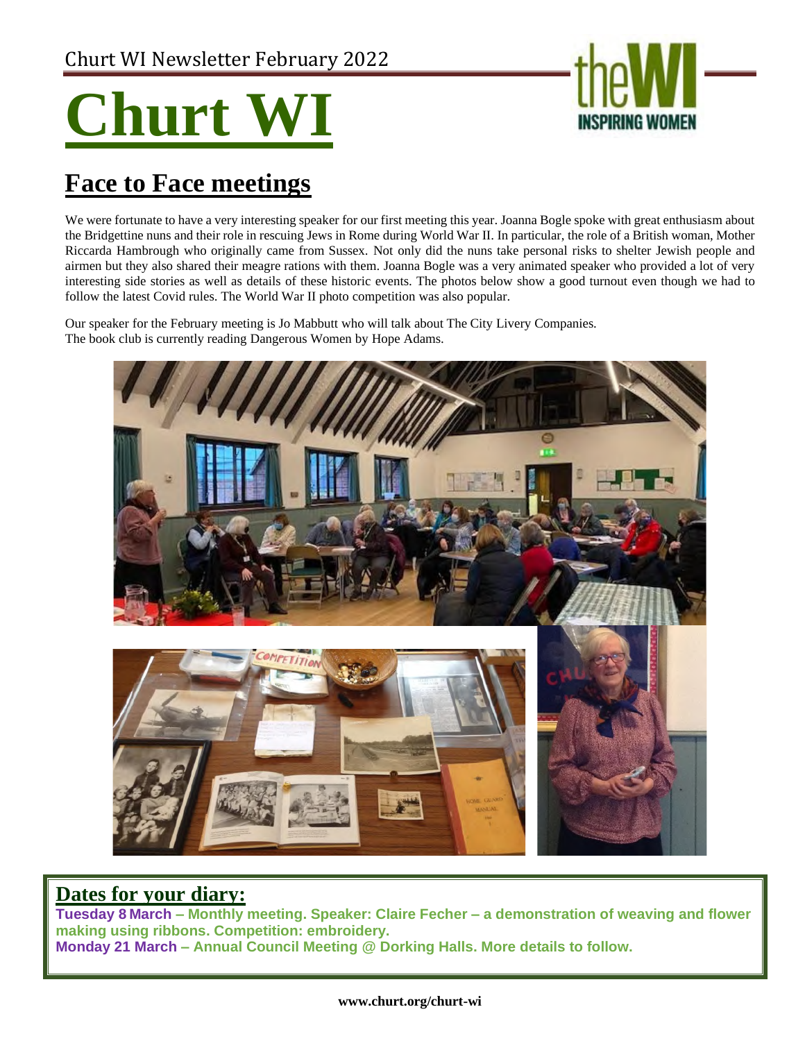Churt WI Newsletter February 2022

# Churt WI

## Face to Face meetings

We were fortunate to have a very interesting speaker for our first meeting this year. Joanna Bogle spoke with great enthusiasm about the Bridgettine nuns and their role in rescuing Jews in Rome during World War II. In particular, the role of a British woman, Mother Riccarda Hambrough who originally came from Sussex. Not only did the nuns take personal risks to shelter Jewish people and airmen but they also shared their meagre rations with them. Joanna Bogle was a very animated speaker who provided a lot of very interesting side stories as well as details of these historic events. The photos below show a good turnout even though we had to follow the latest Covid rules. The World War II photo competition was also popular.

Our speaker for the February meeting is Jo Mabbutt who will talk about The City Livery Companies.
The book club is currently reading Dangerous Women by Hope Adams.

## Dates for your diary:

**Tuesday 8 March – Monthly meeting. Speaker: Claire Fecher – a demonstration of weaving and flower making using ribbons. Competition: embroidery.**
**Monday 21 March – Annual Council Meeting @ Dorking Halls. More details to follow.**

**www.churt.org/churt-wi**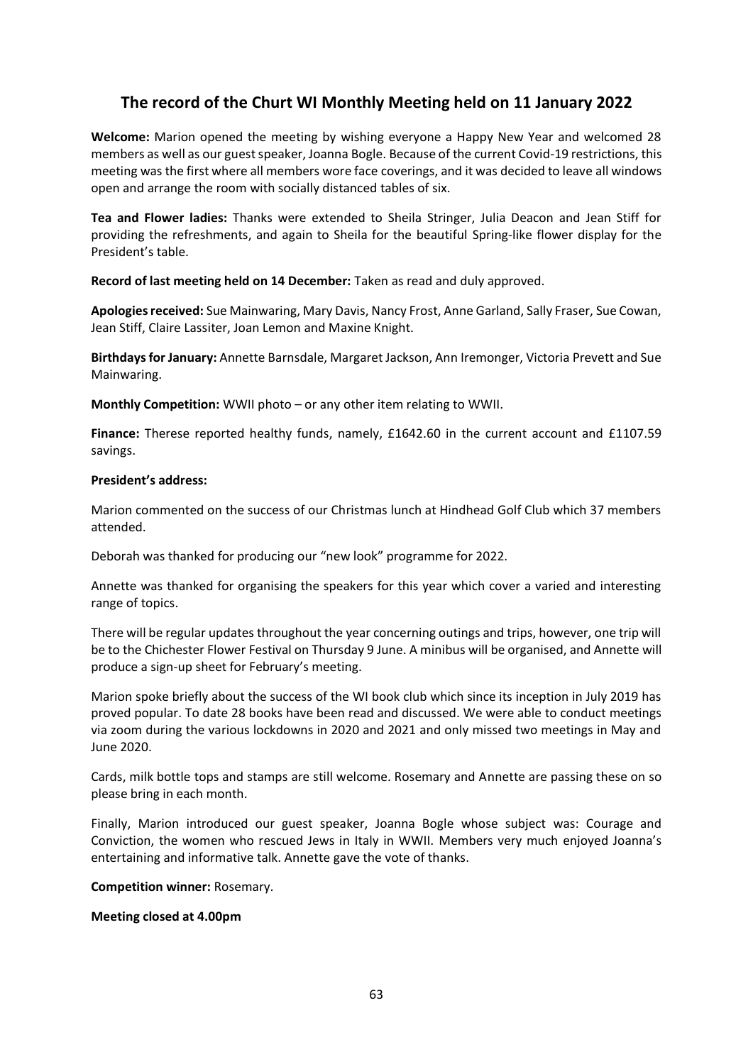## The record of the Churt WI Monthly Meeting held on 11 January 2022

**Welcome:** Marion opened the meeting by wishing everyone a Happy New Year and welcomed 28 members as well as our guest speaker, Joanna Bogle. Because of the current Covid-19 restrictions, this meeting was the first where all members wore face coverings, and it was decided to leave all windows open and arrange the room with socially distanced tables of six.

**Tea and Flower ladies:** Thanks were extended to Sheila Stringer, Julia Deacon and Jean Stiff for providing the refreshments, and again to Sheila for the beautiful Spring-like flower display for the President's table.

**Record of last meeting held on 14 December:** Taken as read and duly approved.

**Apologies received:** Sue Mainwaring, Mary Davis, Nancy Frost, Anne Garland, Sally Fraser, Sue Cowan, Jean Stiff, Claire Lassiter, Joan Lemon and Maxine Knight.

**Birthdays for January:** Annette Barnsdale, Margaret Jackson, Ann Iremonger, Victoria Prevett and Sue Mainwaring.

**Monthly Competition:** WWII photo – or any other item relating to WWII.

**Finance:** Therese reported healthy funds, namely, £1642.60 in the current account and £1107.59 savings.

**President's address:**

Marion commented on the success of our Christmas lunch at Hindhead Golf Club which 37 members attended.

Deborah was thanked for producing our "new look" programme for 2022.

Annette was thanked for organising the speakers for this year which cover a varied and interesting range of topics.

There will be regular updates throughout the year concerning outings and trips, however, one trip will be to the Chichester Flower Festival on Thursday 9 June. A minibus will be organised, and Annette will produce a sign-up sheet for February's meeting.

Marion spoke briefly about the success of the WI book club which since its inception in July 2019 has proved popular. To date 28 books have been read and discussed. We were able to conduct meetings via zoom during the various lockdowns in 2020 and 2021 and only missed two meetings in May and June 2020.

Cards, milk bottle tops and stamps are still welcome. Rosemary and Annette are passing these on so please bring in each month.

Finally, Marion introduced our guest speaker, Joanna Bogle whose subject was: Courage and Conviction, the women who rescued Jews in Italy in WWII. Members very much enjoyed Joanna's entertaining and informative talk. Annette gave the vote of thanks.

**Competition winner:** Rosemary.

**Meeting closed at 4.00pm**